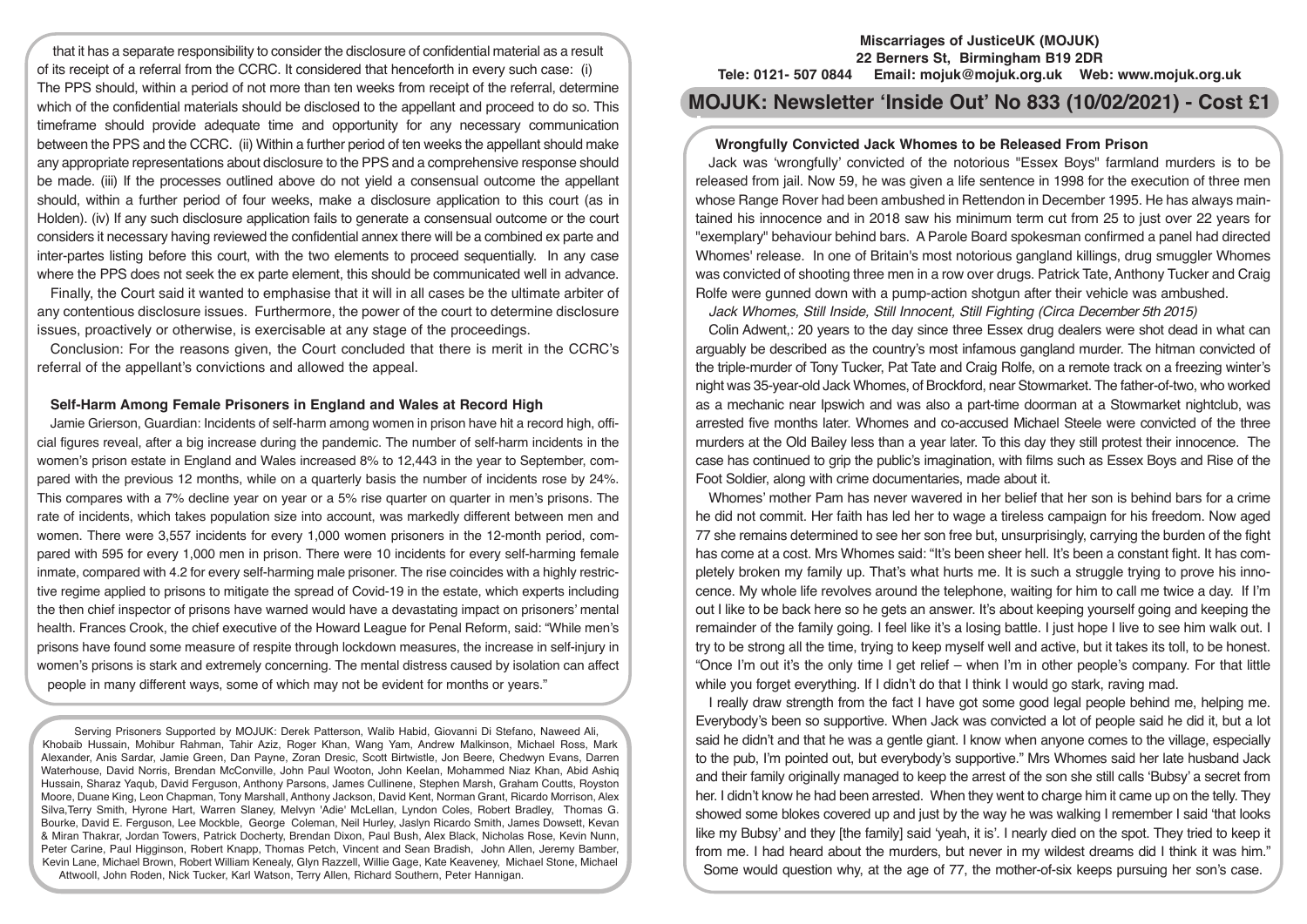that it has a separate responsibility to consider the disclosure of confidential material as a result of its receipt of a referral from the CCRC. It considered that henceforth in every such case: (i) The PPS should, within a period of not more than ten weeks from receipt of the referral, determine which of the confidential materials should be disclosed to the appellant and proceed to do so. This timeframe should provide adequate time and opportunity for any necessary communication between the PPS and the CCRC. (ii) Within a further period of ten weeks the appellant should make any appropriate representations about disclosure to the PPS and a comprehensive response should be made. (iii) If the processes outlined above do not yield a consensual outcome the appellant should, within a further period of four weeks, make a disclosure application to this court (as in Holden). (iv) If any such disclosure application fails to generate a consensual outcome or the court considers it necessary having reviewed the confidential annex there will be a combined ex parte and inter-partes listing before this court, with the two elements to proceed sequentially. In any case where the PPS does not seek the ex parte element, this should be communicated well in advance.

Finally, the Court said it wanted to emphasise that it will in all cases be the ultimate arbiter of any contentious disclosure issues. Furthermore, the power of the court to determine disclosure issues, proactively or otherwise, is exercisable at any stage of the proceedings.

Conclusion: For the reasons given, the Court concluded that there is merit in the CCRC's referral of the appellant's convictions and allowed the appeal.

### Self-Harm Among Female Prisoners in England and Wales at Record High

Jamie Grierson, Guardian: Incidents of self-harm among women in prison have hit a record high, official figures reveal, after a big increase during the pandemic. The number of self-harm incidents in the women's prison estate in England and Wales increased 8% to 12,443 in the year to September, compared with the previous 12 months, while on a quarterly basis the number of incidents rose by 24%. This compares with a 7% decline year on year or a 5% rise quarter on quarter in men's prisons. The rate of incidents, which takes population size into account, was markedly different between men and women. There were 3,557 incidents for every 1,000 women prisoners in the 12-month period, compared with 595 for every 1,000 men in prison. There were 10 incidents for every self-harming female inmate, compared with 4.2 for every self-harming male prisoner. The rise coincides with a highly restrictive regime applied to prisons to mitigate the spread of Covid-19 in the estate, which experts including the then chief inspector of prisons have warned would have a devastating impact on prisoners' mental health. Frances Crook, the chief executive of the Howard League for Penal Reform, said: "While men's prisons have found some measure of respite through lockdown measures, the increase in self-injury in women's prisons is stark and extremely concerning. The mental distress caused by isolation can affect people in many different ways, some of which may not be evident for months or years."

Serving Prisoners Supported by MOJUK: Derek Patterson, Walib Habid, Giovanni Di Stefano, Naweed Ali, Khobaib Hussain, Mohibur Rahman, Tahir Aziz, Roger Khan, Wang Yam, Andrew Malkinson, Michael Ross, Mark Alexander, Anis Sardar, Jamie Green, Dan Payne, Zoran Dresic, Scott Birtwistle, Jon Beere, Chedwyn Evans, Darren Waterhouse, David Norris, Brendan McConville, John Paul Wooton, John Keelan, Mohammed Niaz Khan, Abid Ashiq Hussain, Sharaz Yaqub, David Ferguson, Anthony Parsons, James Cullinene, Stephen Marsh, Graham Coutts, Royston Moore, Duane King, Leon Chapman, Tony Marshall, Anthony Jackson, David Kent, Norman Grant, Ricardo Morrison, Alex Silva,Terry Smith, Hyrone Hart, Warren Slaney, Melvyn 'Adie' McLellan, Lyndon Coles, Robert Bradley, Thomas G. Bourke, David E. Ferguson, Lee Mockble, George Coleman, Neil Hurley, Jaslyn Ricardo Smith, James Dowsett, Kevan & Miran Thakrar, Jordan Towers, Patrick Docherty, Brendan Dixon, Paul Bush, Alex Black, Nicholas Rose, Kevin Nunn, Peter Carine, Paul Higginson, Robert Knapp, Thomas Petch, Vincent and Sean Bradish, John Allen, Jeremy Bamber, Kevin Lane, Michael Brown, Robert William Kenealy, Glyn Razzell, Willie Gage, Kate Keaveney, Michael Stone, Michael Attwooll, John Roden, Nick Tucker, Karl Watson, Terry Allen, Richard Southern, Peter Hannigan.

**Miscarriages of JusticeUK (MOJUK)**
**22 Berners St, Birmingham B19 2DR**
**Tele: 0121- 507 0844 Email: mojuk@mojuk.org.uk Web: www.mojuk.org.uk**

# MOJUK: Newsletter 'Inside Out' No 833 (10/02/2021) - Cost £1

### Wrongfully Convicted Jack Whomes to be Released From Prison

Jack was 'wrongfully' convicted of the notorious "Essex Boys" farmland murders is to be released from jail. Now 59, he was given a life sentence in 1998 for the execution of three men whose Range Rover had been ambushed in Rettendon in December 1995. He has always maintained his innocence and in 2018 saw his minimum term cut from 25 to just over 22 years for "exemplary" behaviour behind bars. A Parole Board spokesman confirmed a panel had directed Whomes' release. In one of Britain's most notorious gangland killings, drug smuggler Whomes was convicted of shooting three men in a row over drugs. Patrick Tate, Anthony Tucker and Craig Rolfe were gunned down with a pump-action shotgun after their vehicle was ambushed.

*Jack Whomes, Still Inside, Still Innocent, Still Fighting (Circa December 5th 2015)*

Colin Adwent,: 20 years to the day since three Essex drug dealers were shot dead in what can arguably be described as the country's most infamous gangland murder. The hitman convicted of the triple-murder of Tony Tucker, Pat Tate and Craig Rolfe, on a remote track on a freezing winter's night was 35-year-old Jack Whomes, of Brockford, near Stowmarket. The father-of-two, who worked as a mechanic near Ipswich and was also a part-time doorman at a Stowmarket nightclub, was arrested five months later. Whomes and co-accused Michael Steele were convicted of the three murders at the Old Bailey less than a year later. To this day they still protest their innocence. The case has continued to grip the public's imagination, with films such as Essex Boys and Rise of the Foot Soldier, along with crime documentaries, made about it.

Whomes' mother Pam has never wavered in her belief that her son is behind bars for a crime he did not commit. Her faith has led her to wage a tireless campaign for his freedom. Now aged 77 she remains determined to see her son free but, unsurprisingly, carrying the burden of the fight has come at a cost. Mrs Whomes said: "It's been sheer hell. It's been a constant fight. It has completely broken my family up. That's what hurts me. It is such a struggle trying to prove his innocence. My whole life revolves around the telephone, waiting for him to call me twice a day. If I'm out I like to be back here so he gets an answer. It's about keeping yourself going and keeping the remainder of the family going. I feel like it's a losing battle. I just hope I live to see him walk out. I try to be strong all the time, trying to keep myself well and active, but it takes its toll, to be honest. "Once I'm out it's the only time I get relief – when I'm in other people's company. For that little while you forget everything. If I didn't do that I think I would go stark, raving mad.

I really draw strength from the fact I have got some good legal people behind me, helping me. Everybody's been so supportive. When Jack was convicted a lot of people said he did it, but a lot said he didn't and that he was a gentle giant. I know when anyone comes to the village, especially to the pub, I'm pointed out, but everybody's supportive." Mrs Whomes said her late husband Jack and their family originally managed to keep the arrest of the son she still calls 'Bubsy' a secret from her. I didn't know he had been arrested. When they went to charge him it came up on the telly. They showed some blokes covered up and just by the way he was walking I remember I said 'that looks like my Bubsy' and they [the family] said 'yeah, it is'. I nearly died on the spot. They tried to keep it from me. I had heard about the murders, but never in my wildest dreams did I think it was him."

Some would question why, at the age of 77, the mother-of-six keeps pursuing her son's case.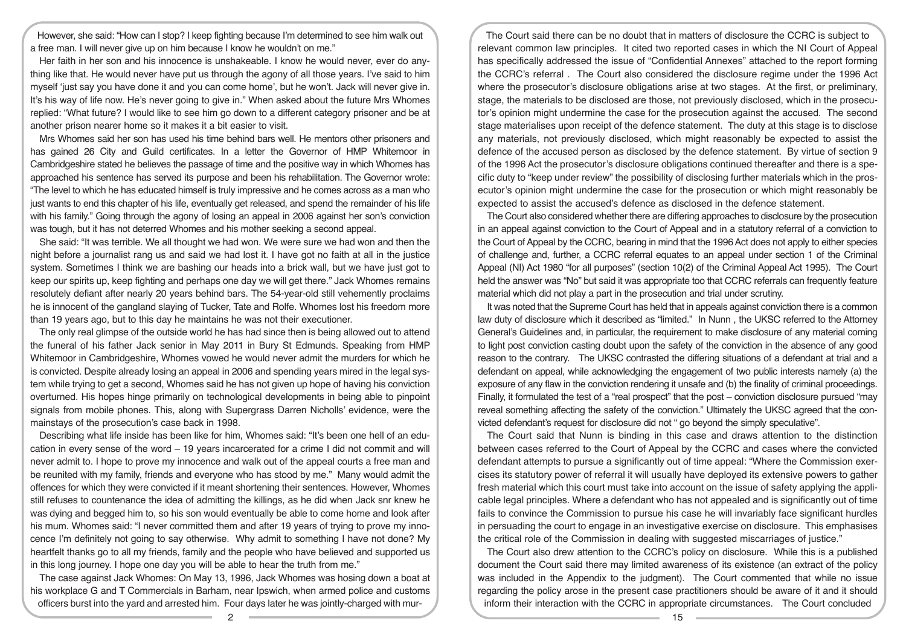However, she said: "How can I stop? I keep fighting because I'm determined to see him walk out a free man. I will never give up on him because I know he wouldn't on me."

Her faith in her son and his innocence is unshakeable. I know he would never, ever do anything like that. He would never have put us through the agony of all those years. I've said to him myself 'just say you have done it and you can come home', but he won't. Jack will never give in. It's his way of life now. He's never going to give in." When asked about the future Mrs Whomes replied: "What future? I would like to see him go down to a different category prisoner and be at another prison nearer home so it makes it a bit easier to visit.

Mrs Whomes said her son has used his time behind bars well. He mentors other prisoners and has gained 26 City and Guild certificates. In a letter the Governor of HMP Whitemoor in Cambridgeshire stated he believes the passage of time and the positive way in which Whomes has approached his sentence has served its purpose and been his rehabilitation. The Governor wrote: "The level to which he has educated himself is truly impressive and he comes across as a man who just wants to end this chapter of his life, eventually get released, and spend the remainder of his life with his family." Going through the agony of losing an appeal in 2006 against her son's conviction was tough, but it has not deterred Whomes and his mother seeking a second appeal.

She said: "It was terrible. We all thought we had won. We were sure we had won and then the night before a journalist rang us and said we had lost it. I have got no faith at all in the justice system. Sometimes I think we are bashing our heads into a brick wall, but we have just got to keep our spirits up, keep fighting and perhaps one day we will get there." Jack Whomes remains resolutely defiant after nearly 20 years behind bars. The 54-year-old still vehemently proclaims he is innocent of the gangland slaying of Tucker, Tate and Rolfe. Whomes lost his freedom more than 19 years ago, but to this day he maintains he was not their executioner.

The only real glimpse of the outside world he has had since then is being allowed out to attend the funeral of his father Jack senior in May 2011 in Bury St Edmunds. Speaking from HMP Whitemoor in Cambridgeshire, Whomes vowed he would never admit the murders for which he is convicted. Despite already losing an appeal in 2006 and spending years mired in the legal system while trying to get a second, Whomes said he has not given up hope of having his conviction overturned. His hopes hinge primarily on technological developments in being able to pinpoint signals from mobile phones. This, along with Supergrass Darren Nicholls' evidence, were the mainstays of the prosecution's case back in 1998.

Describing what life inside has been like for him, Whomes said: "It's been one hell of an education in every sense of the word – 19 years incarcerated for a crime I did not commit and will never admit to. I hope to prove my innocence and walk out of the appeal courts a free man and be reunited with my family, friends and everyone who has stood by me." Many would admit the offences for which they were convicted if it meant shortening their sentences. However, Whomes still refuses to countenance the idea of admitting the killings, as he did when Jack snr knew he was dying and begged him to, so his son would eventually be able to come home and look after his mum. Whomes said: "I never committed them and after 19 years of trying to prove my innocence I'm definitely not going to say otherwise. Why admit to something I have not done? My heartfelt thanks go to all my friends, family and the people who have believed and supported us in this long journey. I hope one day you will be able to hear the truth from me."

The case against Jack Whomes: On May 13, 1996, Jack Whomes was hosing down a boat at his workplace G and T Commercials in Barham, near Ipswich, when armed police and customs officers burst into the yard and arrested him. Four days later he was jointly-charged with mur-

The Court said there can be no doubt that in matters of disclosure the CCRC is subject to relevant common law principles. It cited two reported cases in which the NI Court of Appeal has specifically addressed the issue of "Confidential Annexes" attached to the report forming the CCRC's referral . The Court also considered the disclosure regime under the 1996 Act where the prosecutor's disclosure obligations arise at two stages. At the first, or preliminary, stage, the materials to be disclosed are those, not previously disclosed, which in the prosecutor's opinion might undermine the case for the prosecution against the accused. The second stage materialises upon receipt of the defence statement. The duty at this stage is to disclose any materials, not previously disclosed, which might reasonably be expected to assist the defence of the accused person as disclosed by the defence statement. By virtue of section 9 of the 1996 Act the prosecutor's disclosure obligations continued thereafter and there is a specific duty to "keep under review" the possibility of disclosing further materials which in the prosecutor's opinion might undermine the case for the prosecution or which might reasonably be expected to assist the accused's defence as disclosed in the defence statement.

The Court also considered whether there are differing approaches to disclosure by the prosecution in an appeal against conviction to the Court of Appeal and in a statutory referral of a conviction to the Court of Appeal by the CCRC, bearing in mind that the 1996 Act does not apply to either species of challenge and, further, a CCRC referral equates to an appeal under section 1 of the Criminal Appeal (NI) Act 1980 "for all purposes" (section 10(2) of the Criminal Appeal Act 1995). The Court held the answer was "No" but said it was appropriate too that CCRC referrals can frequently feature material which did not play a part in the prosecution and trial under scrutiny.

It was noted that the Supreme Court has held that in appeals against conviction there is a common law duty of disclosure which it described as "limited." In Nunn , the UKSC referred to the Attorney General's Guidelines and, in particular, the requirement to make disclosure of any material coming to light post conviction casting doubt upon the safety of the conviction in the absence of any good reason to the contrary. The UKSC contrasted the differing situations of a defendant at trial and a defendant on appeal, while acknowledging the engagement of two public interests namely (a) the exposure of any flaw in the conviction rendering it unsafe and (b) the finality of criminal proceedings. Finally, it formulated the test of a "real prospect" that the post – conviction disclosure pursued "may reveal something affecting the safety of the conviction." Ultimately the UKSC agreed that the convicted defendant's request for disclosure did not " go beyond the simply speculative".

The Court said that Nunn is binding in this case and draws attention to the distinction between cases referred to the Court of Appeal by the CCRC and cases where the convicted defendant attempts to pursue a significantly out of time appeal: "Where the Commission exercises its statutory power of referral it will usually have deployed its extensive powers to gather fresh material which this court must take into account on the issue of safety applying the applicable legal principles. Where a defendant who has not appealed and is significantly out of time fails to convince the Commission to pursue his case he will invariably face significant hurdles in persuading the court to engage in an investigative exercise on disclosure. This emphasises the critical role of the Commission in dealing with suggested miscarriages of justice."

The Court also drew attention to the CCRC's policy on disclosure. While this is a published document the Court said there may limited awareness of its existence (an extract of the policy was included in the Appendix to the judgment). The Court commented that while no issue regarding the policy arose in the present case practitioners should be aware of it and it should inform their interaction with the CCRC in appropriate circumstances. The Court concluded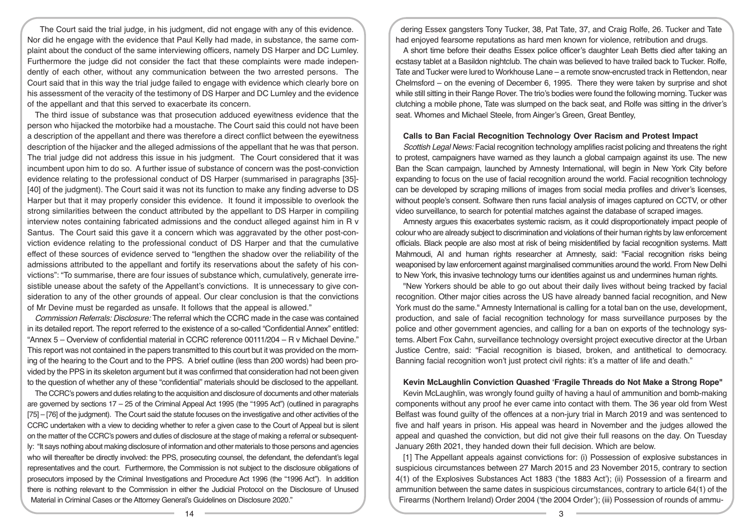The Court said the trial judge, in his judgment, did not engage with any of this evidence. Nor did he engage with the evidence that Paul Kelly had made, in substance, the same complaint about the conduct of the same interviewing officers, namely DS Harper and DC Lumley. Furthermore the judge did not consider the fact that these complaints were made independently of each other, without any communication between the two arrested persons. The Court said that in this way the trial judge failed to engage with evidence which clearly bore on his assessment of the veracity of the testimony of DS Harper and DC Lumley and the evidence of the appellant and that this served to exacerbate its concern.

The third issue of substance was that prosecution adduced eyewitness evidence that the person who hijacked the motorbike had a moustache. The Court said this could not have been a description of the appellant and there was therefore a direct conflict between the eyewitness description of the hijacker and the alleged admissions of the appellant that he was that person. The trial judge did not address this issue in his judgment. The Court considered that it was incumbent upon him to do so. A further issue of substance of concern was the post-conviction evidence relating to the professional conduct of DS Harper (summarised in paragraphs [35]-[40] of the judgment). The Court said it was not its function to make any finding adverse to DS Harper but that it may properly consider this evidence. It found it impossible to overlook the strong similarities between the conduct attributed by the appellant to DS Harper in compiling interview notes containing fabricated admissions and the conduct alleged against him in R v Santus. The Court said this gave it a concern which was aggravated by the other post-conviction evidence relating to the professional conduct of DS Harper and that the cumulative effect of these sources of evidence served to "lengthen the shadow over the reliability of the admissions attributed to the appellant and fortify its reservations about the safety of his convictions": "To summarise, there are four issues of substance which, cumulatively, generate irresistible unease about the safety of the Appellant's convictions. It is unnecessary to give consideration to any of the other grounds of appeal. Our clear conclusion is that the convictions of Mr Devine must be regarded as unsafe. It follows that the appeal is allowed."

*Commission Referrals: Disclosure:* The referral which the CCRC made in the case was contained in its detailed report. The report referred to the existence of a so-called "Confidential Annex" entitled: "Annex 5 – Overview of confidential material in CCRC reference 00111/204 – R v Michael Devine." This report was not contained in the papers transmitted to this court but it was provided on the morning of the hearing to the Court and to the PPS. A brief outline (less than 200 words) had been provided by the PPS in its skeleton argument but it was confirmed that consideration had not been given to the question of whether any of these "confidential" materials should be disclosed to the appellant.

The CCRC's powers and duties relating to the acquisition and disclosure of documents and other materials are governed by sections 17 – 25 of the Criminal Appeal Act 1995 (the "1995 Act") (outlined in paragraphs [75] – [76] of the judgment). The Court said the statute focuses on the investigative and other activities of the CCRC undertaken with a view to deciding whether to refer a given case to the Court of Appeal but is silent on the matter of the CCRC's powers and duties of disclosure at the stage of making a referral or subsequently: "It says nothing about making disclosure of information and other materials to those persons and agencies who will thereafter be directly involved: the PPS, prosecuting counsel, the defendant, the defendant's legal representatives and the court. Furthermore, the Commission is not subject to the disclosure obligations of prosecutors imposed by the Criminal Investigations and Procedure Act 1996 (the "1996 Act"). In addition there is nothing relevant to the Commission in either the Judicial Protocol on the Disclosure of Unused Material in Criminal Cases or the Attorney General's Guidelines on Disclosure 2020."

dering Essex gangsters Tony Tucker, 38, Pat Tate, 37, and Craig Rolfe, 26. Tucker and Tate had enjoyed fearsome reputations as hard men known for violence, retribution and drugs.

A short time before their deaths Essex police officer's daughter Leah Betts died after taking an ecstasy tablet at a Basildon nightclub. The chain was believed to have trailed back to Tucker. Rolfe, Tate and Tucker were lured to Workhouse Lane – a remote snow-encrusted track in Rettendon, near Chelmsford – on the evening of December 6, 1995. There they were taken by surprise and shot while still sitting in their Range Rover. The trio's bodies were found the following morning. Tucker was clutching a mobile phone, Tate was slumped on the back seat, and Rolfe was sitting in the driver's seat. Whomes and Michael Steele, from Ainger's Green, Great Bentley,

### Calls to Ban Facial Recognition Technology Over Racism and Protest Impact

*Scottish Legal News:* Facial recognition technology amplifies racist policing and threatens the right to protest, campaigners have warned as they launch a global campaign against its use. The new Ban the Scan campaign, launched by Amnesty International, will begin in New York City before expanding to focus on the use of facial recognition around the world. Facial recognition technology can be developed by scraping millions of images from social media profiles and driver's licenses, without people's consent. Software then runs facial analysis of images captured on CCTV, or other video surveillance, to search for potential matches against the database of scraped images.

Amnesty argues this exacerbates systemic racism, as it could disproportionately impact people of colour who are already subject to discrimination and violations of their human rights by law enforcement officials. Black people are also most at risk of being misidentified by facial recognition systems. Matt Mahmoudi, AI and human rights researcher at Amnesty, said: "Facial recognition risks being weaponised by law enforcement against marginalised communities around the world. From New Delhi to New York, this invasive technology turns our identities against us and undermines human rights.

"New Yorkers should be able to go out about their daily lives without being tracked by facial recognition. Other major cities across the US have already banned facial recognition, and New York must do the same." Amnesty International is calling for a total ban on the use, development, production, and sale of facial recognition technology for mass surveillance purposes by the police and other government agencies, and calling for a ban on exports of the technology systems. Albert Fox Cahn, surveillance technology oversight project executive director at the Urban Justice Centre, said: "Facial recognition is biased, broken, and antithetical to democracy. Banning facial recognition won't just protect civil rights: it's a matter of life and death."

### Kevin McLaughlin Conviction Quashed 'Fragile Threads do Not Make a Strong Rope"

Kevin McLaughlin, was wrongly found guilty of having a haul of ammunition and bomb-making components without any proof he ever came into contact with them. The 36 year old from West Belfast was found guilty of the offences at a non-jury trial in March 2019 and was sentenced to five and half years in prison. His appeal was heard in November and the judges allowed the appeal and quashed the conviction, but did not give their full reasons on the day. On Tuesday January 26th 2021, they handed down their full decision. Which are below.

[1] The Appellant appeals against convictions for: (i) Possession of explosive substances in suspicious circumstances between 27 March 2015 and 23 November 2015, contrary to section 4(1) of the Explosives Substances Act 1883 ('the 1883 Act'); (ii) Possession of a firearm and ammunition between the same dates in suspicious circumstances, contrary to article 64(1) of the Firearms (Northern Ireland) Order 2004 ('the 2004 Order'); (iii) Possession of rounds of ammu-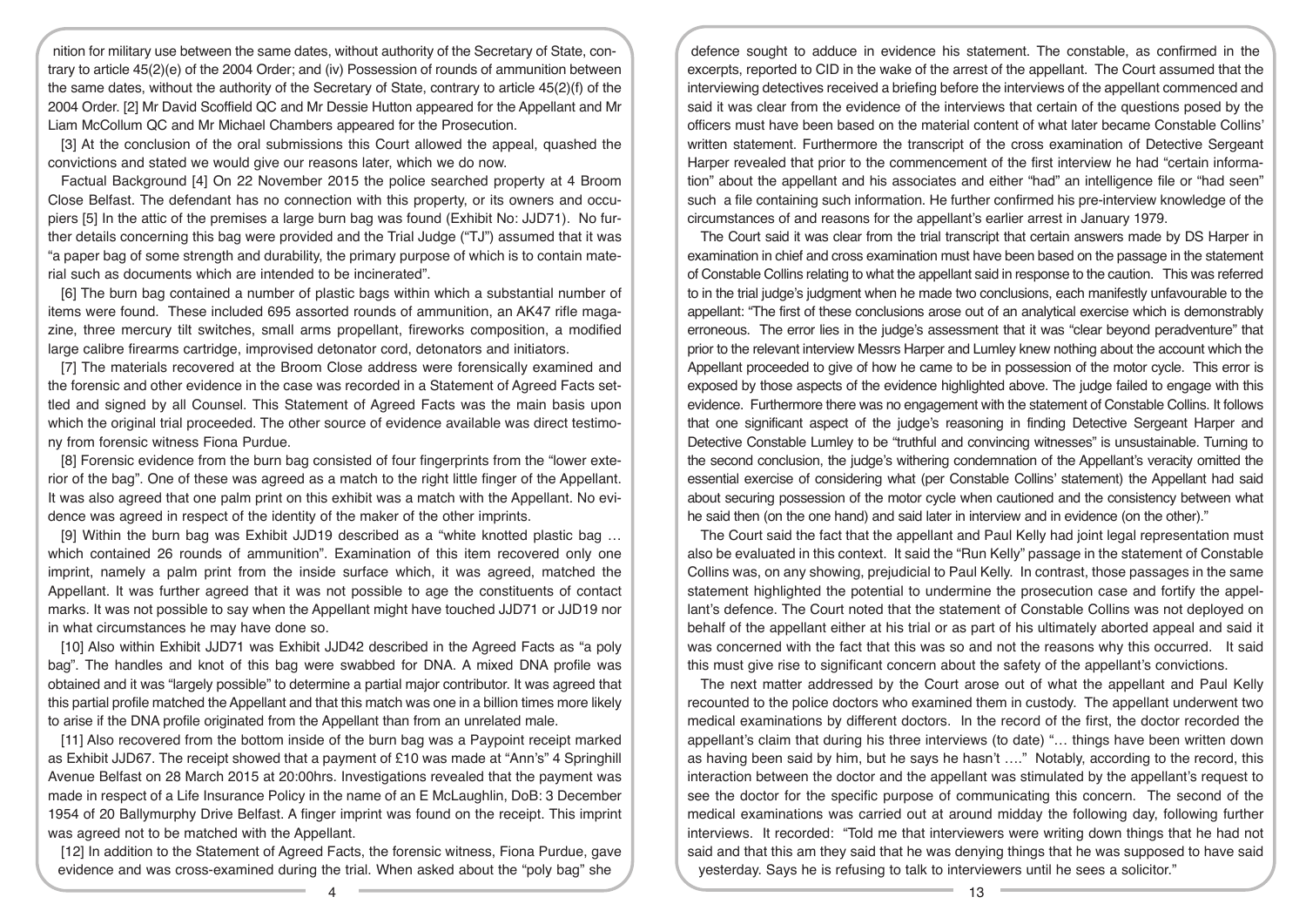nition for military use between the same dates, without authority of the Secretary of State, contrary to article 45(2)(e) of the 2004 Order; and (iv) Possession of rounds of ammunition between the same dates, without the authority of the Secretary of State, contrary to article 45(2)(f) of the 2004 Order. [2] Mr David Scoffield QC and Mr Dessie Hutton appeared for the Appellant and Mr Liam McCollum QC and Mr Michael Chambers appeared for the Prosecution.

[3] At the conclusion of the oral submissions this Court allowed the appeal, quashed the convictions and stated we would give our reasons later, which we do now.

Factual Background [4] On 22 November 2015 the police searched property at 4 Broom Close Belfast. The defendant has no connection with this property, or its owners and occupiers [5] In the attic of the premises a large burn bag was found (Exhibit No: JJD71). No further details concerning this bag were provided and the Trial Judge ("TJ") assumed that it was "a paper bag of some strength and durability, the primary purpose of which is to contain material such as documents which are intended to be incinerated".

[6] The burn bag contained a number of plastic bags within which a substantial number of items were found. These included 695 assorted rounds of ammunition, an AK47 rifle magazine, three mercury tilt switches, small arms propellant, fireworks composition, a modified large calibre firearms cartridge, improvised detonator cord, detonators and initiators.

[7] The materials recovered at the Broom Close address were forensically examined and the forensic and other evidence in the case was recorded in a Statement of Agreed Facts settled and signed by all Counsel. This Statement of Agreed Facts was the main basis upon which the original trial proceeded. The other source of evidence available was direct testimony from forensic witness Fiona Purdue.

[8] Forensic evidence from the burn bag consisted of four fingerprints from the "lower exterior of the bag". One of these was agreed as a match to the right little finger of the Appellant. It was also agreed that one palm print on this exhibit was a match with the Appellant. No evidence was agreed in respect of the identity of the maker of the other imprints.

[9] Within the burn bag was Exhibit JJD19 described as a "white knotted plastic bag … which contained 26 rounds of ammunition". Examination of this item recovered only one imprint, namely a palm print from the inside surface which, it was agreed, matched the Appellant. It was further agreed that it was not possible to age the constituents of contact marks. It was not possible to say when the Appellant might have touched JJD71 or JJD19 nor in what circumstances he may have done so.

[10] Also within Exhibit JJD71 was Exhibit JJD42 described in the Agreed Facts as "a poly bag". The handles and knot of this bag were swabbed for DNA. A mixed DNA profile was obtained and it was "largely possible" to determine a partial major contributor. It was agreed that this partial profile matched the Appellant and that this match was one in a billion times more likely to arise if the DNA profile originated from the Appellant than from an unrelated male.

[11] Also recovered from the bottom inside of the burn bag was a Paypoint receipt marked as Exhibit JJD67. The receipt showed that a payment of £10 was made at "Ann's" 4 Springhill Avenue Belfast on 28 March 2015 at 20:00hrs. Investigations revealed that the payment was made in respect of a Life Insurance Policy in the name of an E McLaughlin, DoB: 3 December 1954 of 20 Ballymurphy Drive Belfast. A finger imprint was found on the receipt. This imprint was agreed not to be matched with the Appellant.

[12] In addition to the Statement of Agreed Facts, the forensic witness, Fiona Purdue, gave evidence and was cross-examined during the trial. When asked about the "poly bag" she

defence sought to adduce in evidence his statement. The constable, as confirmed in the excerpts, reported to CID in the wake of the arrest of the appellant. The Court assumed that the interviewing detectives received a briefing before the interviews of the appellant commenced and said it was clear from the evidence of the interviews that certain of the questions posed by the officers must have been based on the material content of what later became Constable Collins' written statement. Furthermore the transcript of the cross examination of Detective Sergeant Harper revealed that prior to the commencement of the first interview he had "certain information" about the appellant and his associates and either "had" an intelligence file or "had seen" such a file containing such information. He further confirmed his pre-interview knowledge of the circumstances of and reasons for the appellant's earlier arrest in January 1979.

The Court said it was clear from the trial transcript that certain answers made by DS Harper in examination in chief and cross examination must have been based on the passage in the statement of Constable Collins relating to what the appellant said in response to the caution. This was referred to in the trial judge's judgment when he made two conclusions, each manifestly unfavourable to the appellant: "The first of these conclusions arose out of an analytical exercise which is demonstrably erroneous. The error lies in the judge's assessment that it was "clear beyond peradventure" that prior to the relevant interview Messrs Harper and Lumley knew nothing about the account which the Appellant proceeded to give of how he came to be in possession of the motor cycle. This error is exposed by those aspects of the evidence highlighted above. The judge failed to engage with this evidence. Furthermore there was no engagement with the statement of Constable Collins. It follows that one significant aspect of the judge's reasoning in finding Detective Sergeant Harper and Detective Constable Lumley to be "truthful and convincing witnesses" is unsustainable. Turning to the second conclusion, the judge's withering condemnation of the Appellant's veracity omitted the essential exercise of considering what (per Constable Collins' statement) the Appellant had said about securing possession of the motor cycle when cautioned and the consistency between what he said then (on the one hand) and said later in interview and in evidence (on the other)."

The Court said the fact that the appellant and Paul Kelly had joint legal representation must also be evaluated in this context. It said the "Run Kelly" passage in the statement of Constable Collins was, on any showing, prejudicial to Paul Kelly. In contrast, those passages in the same statement highlighted the potential to undermine the prosecution case and fortify the appellant's defence. The Court noted that the statement of Constable Collins was not deployed on behalf of the appellant either at his trial or as part of his ultimately aborted appeal and said it was concerned with the fact that this was so and not the reasons why this occurred. It said this must give rise to significant concern about the safety of the appellant's convictions.

The next matter addressed by the Court arose out of what the appellant and Paul Kelly recounted to the police doctors who examined them in custody. The appellant underwent two medical examinations by different doctors. In the record of the first, the doctor recorded the appellant's claim that during his three interviews (to date) "… things have been written down as having been said by him, but he says he hasn't …." Notably, according to the record, this interaction between the doctor and the appellant was stimulated by the appellant's request to see the doctor for the specific purpose of communicating this concern. The second of the medical examinations was carried out at around midday the following day, following further interviews. It recorded: "Told me that interviewers were writing down things that he had not said and that this am they said that he was denying things that he was supposed to have said yesterday. Says he is refusing to talk to interviewers until he sees a solicitor."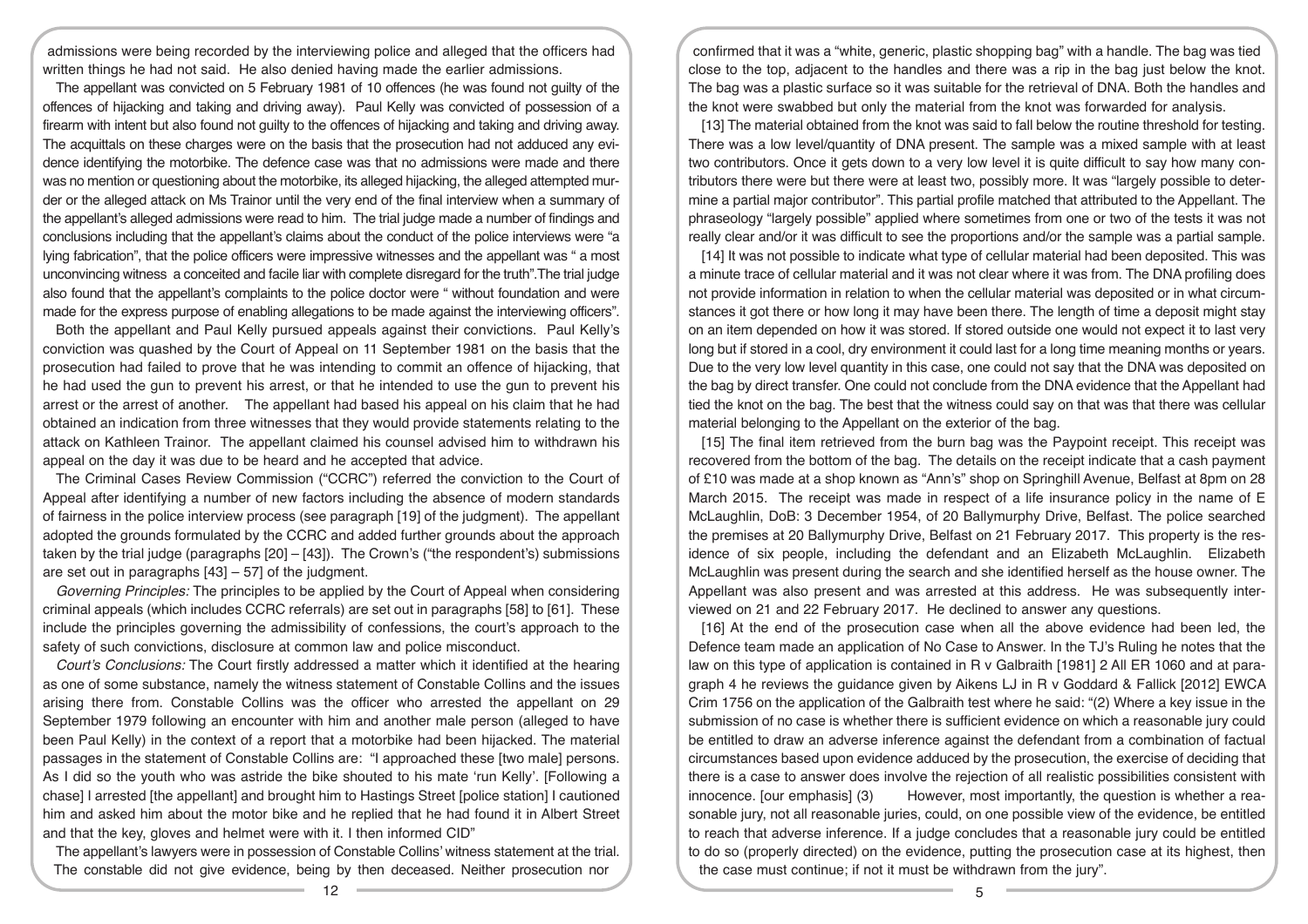admissions were being recorded by the interviewing police and alleged that the officers had written things he had not said. He also denied having made the earlier admissions.

The appellant was convicted on 5 February 1981 of 10 offences (he was found not guilty of the offences of hijacking and taking and driving away). Paul Kelly was convicted of possession of a firearm with intent but also found not guilty to the offences of hijacking and taking and driving away. The acquittals on these charges were on the basis that the prosecution had not adduced any evidence identifying the motorbike. The defence case was that no admissions were made and there was no mention or questioning about the motorbike, its alleged hijacking, the alleged attempted murder or the alleged attack on Ms Trainor until the very end of the final interview when a summary of the appellant's alleged admissions were read to him. The trial judge made a number of findings and conclusions including that the appellant's claims about the conduct of the police interviews were "a lying fabrication", that the police officers were impressive witnesses and the appellant was " a most unconvincing witness a conceited and facile liar with complete disregard for the truth".The trial judge also found that the appellant's complaints to the police doctor were " without foundation and were made for the express purpose of enabling allegations to be made against the interviewing officers".

Both the appellant and Paul Kelly pursued appeals against their convictions. Paul Kelly's conviction was quashed by the Court of Appeal on 11 September 1981 on the basis that the prosecution had failed to prove that he was intending to commit an offence of hijacking, that he had used the gun to prevent his arrest, or that he intended to use the gun to prevent his arrest or the arrest of another. The appellant had based his appeal on his claim that he had obtained an indication from three witnesses that they would provide statements relating to the attack on Kathleen Trainor. The appellant claimed his counsel advised him to withdrawn his appeal on the day it was due to be heard and he accepted that advice.

The Criminal Cases Review Commission ("CCRC") referred the conviction to the Court of Appeal after identifying a number of new factors including the absence of modern standards of fairness in the police interview process (see paragraph [19] of the judgment). The appellant adopted the grounds formulated by the CCRC and added further grounds about the approach taken by the trial judge (paragraphs [20] – [43]). The Crown's ("the respondent's) submissions are set out in paragraphs [43] – 57] of the judgment.

*Governing Principles:* The principles to be applied by the Court of Appeal when considering criminal appeals (which includes CCRC referrals) are set out in paragraphs [58] to [61]. These include the principles governing the admissibility of confessions, the court's approach to the safety of such convictions, disclosure at common law and police misconduct.

*Court's Conclusions:* The Court firstly addressed a matter which it identified at the hearing as one of some substance, namely the witness statement of Constable Collins and the issues arising there from. Constable Collins was the officer who arrested the appellant on 29 September 1979 following an encounter with him and another male person (alleged to have been Paul Kelly) in the context of a report that a motorbike had been hijacked. The material passages in the statement of Constable Collins are: "I approached these [two male] persons. As I did so the youth who was astride the bike shouted to his mate 'run Kelly'. [Following a chase] I arrested [the appellant] and brought him to Hastings Street [police station] I cautioned him and asked him about the motor bike and he replied that he had found it in Albert Street and that the key, gloves and helmet were with it. I then informed CID"

The appellant's lawyers were in possession of Constable Collins' witness statement at the trial. The constable did not give evidence, being by then deceased. Neither prosecution nor

confirmed that it was a "white, generic, plastic shopping bag" with a handle. The bag was tied close to the top, adjacent to the handles and there was a rip in the bag just below the knot. The bag was a plastic surface so it was suitable for the retrieval of DNA. Both the handles and the knot were swabbed but only the material from the knot was forwarded for analysis.

[13] The material obtained from the knot was said to fall below the routine threshold for testing. There was a low level/quantity of DNA present. The sample was a mixed sample with at least two contributors. Once it gets down to a very low level it is quite difficult to say how many contributors there were but there were at least two, possibly more. It was "largely possible to determine a partial major contributor". This partial profile matched that attributed to the Appellant. The phraseology "largely possible" applied where sometimes from one or two of the tests it was not really clear and/or it was difficult to see the proportions and/or the sample was a partial sample.

[14] It was not possible to indicate what type of cellular material had been deposited. This was a minute trace of cellular material and it was not clear where it was from. The DNA profiling does not provide information in relation to when the cellular material was deposited or in what circumstances it got there or how long it may have been there. The length of time a deposit might stay on an item depended on how it was stored. If stored outside one would not expect it to last very long but if stored in a cool, dry environment it could last for a long time meaning months or years. Due to the very low level quantity in this case, one could not say that the DNA was deposited on the bag by direct transfer. One could not conclude from the DNA evidence that the Appellant had tied the knot on the bag. The best that the witness could say on that was that there was cellular material belonging to the Appellant on the exterior of the bag.

[15] The final item retrieved from the burn bag was the Paypoint receipt. This receipt was recovered from the bottom of the bag. The details on the receipt indicate that a cash payment of £10 was made at a shop known as "Ann's" shop on Springhill Avenue, Belfast at 8pm on 28 March 2015. The receipt was made in respect of a life insurance policy in the name of E McLaughlin, DoB: 3 December 1954, of 20 Ballymurphy Drive, Belfast. The police searched the premises at 20 Ballymurphy Drive, Belfast on 21 February 2017. This property is the residence of six people, including the defendant and an Elizabeth McLaughlin. Elizabeth McLaughlin was present during the search and she identified herself as the house owner. The Appellant was also present and was arrested at this address. He was subsequently interviewed on 21 and 22 February 2017. He declined to answer any questions.

[16] At the end of the prosecution case when all the above evidence had been led, the Defence team made an application of No Case to Answer. In the TJ's Ruling he notes that the law on this type of application is contained in R v Galbraith [1981] 2 All ER 1060 and at paragraph 4 he reviews the guidance given by Aikens LJ in R v Goddard & Fallick [2012] EWCA Crim 1756 on the application of the Galbraith test where he said: "(2) Where a key issue in the submission of no case is whether there is sufficient evidence on which a reasonable jury could be entitled to draw an adverse inference against the defendant from a combination of factual circumstances based upon evidence adduced by the prosecution, the exercise of deciding that there is a case to answer does involve the rejection of all realistic possibilities consistent with innocence. [our emphasis] (3) However, most importantly, the question is whether a reasonable jury, not all reasonable juries, could, on one possible view of the evidence, be entitled to reach that adverse inference. If a judge concludes that a reasonable jury could be entitled to do so (properly directed) on the evidence, putting the prosecution case at its highest, then the case must continue; if not it must be withdrawn from the jury".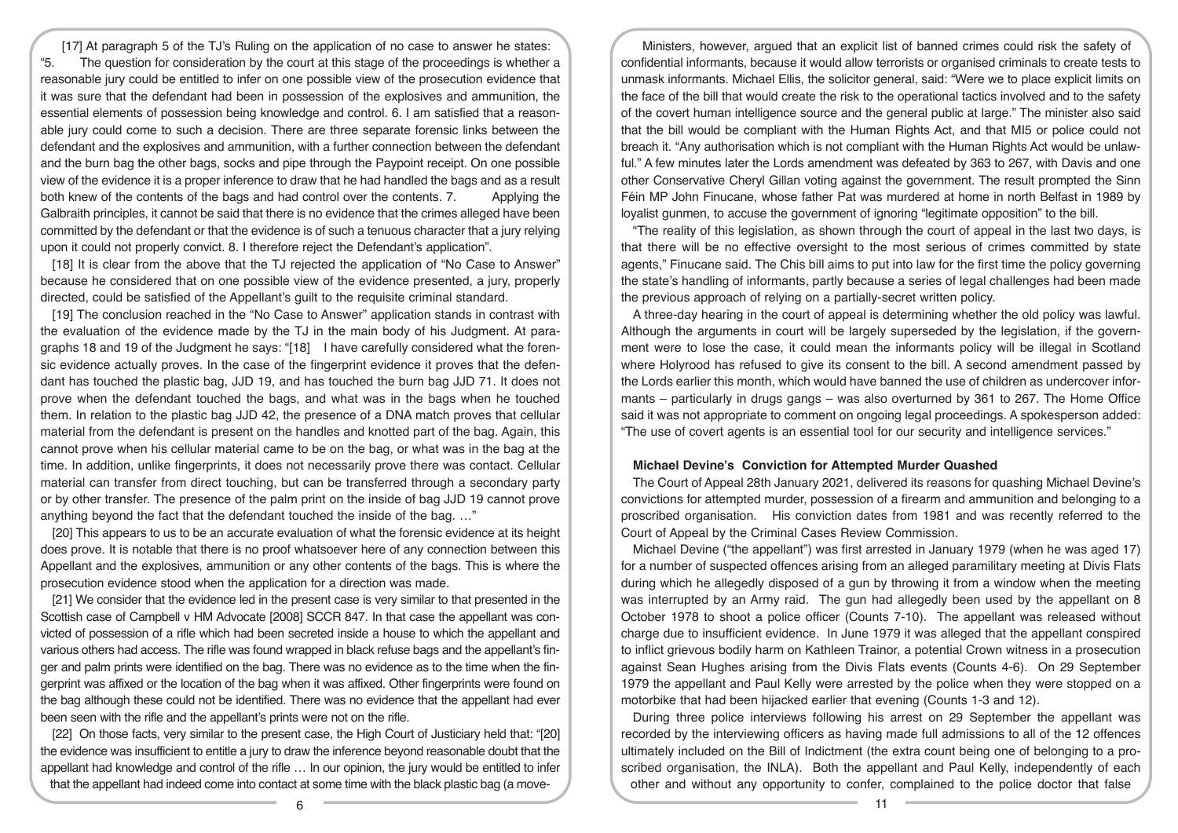[17] At paragraph 5 of the TJ's Ruling on the application of no case to answer he states: "5. The question for consideration by the court at this stage of the proceedings is whether a reasonable jury could be entitled to infer on one possible view of the prosecution evidence that it was sure that the defendant had been in possession of the explosives and ammunition, the essential elements of possession being knowledge and control. 6. I am satisfied that a reasonable jury could come to such a decision. There are three separate forensic links between the defendant and the explosives and ammunition, with a further connection between the defendant and the burn bag the other bags, socks and pipe through the Paypoint receipt. On one possible view of the evidence it is a proper inference to draw that he had handled the bags and as a result both knew of the contents of the bags and had control over the contents. 7. Applying the Galbraith principles, it cannot be said that there is no evidence that the crimes alleged have been committed by the defendant or that the evidence is of such a tenuous character that a jury relying upon it could not properly convict. 8. I therefore reject the Defendant's application".

[18] It is clear from the above that the TJ rejected the application of "No Case to Answer" because he considered that on one possible view of the evidence presented, a jury, properly directed, could be satisfied of the Appellant's guilt to the requisite criminal standard.

[19] The conclusion reached in the "No Case to Answer" application stands in contrast with the evaluation of the evidence made by the TJ in the main body of his Judgment. At paragraphs 18 and 19 of the Judgment he says: "[18] I have carefully considered what the forensic evidence actually proves. In the case of the fingerprint evidence it proves that the defendant has touched the plastic bag, JJD 19, and has touched the burn bag JJD 71. It does not prove when the defendant touched the bags, and what was in the bags when he touched them. In relation to the plastic bag JJD 42, the presence of a DNA match proves that cellular material from the defendant is present on the handles and knotted part of the bag. Again, this cannot prove when his cellular material came to be on the bag, or what was in the bag at the time. In addition, unlike fingerprints, it does not necessarily prove there was contact. Cellular material can transfer from direct touching, but can be transferred through a secondary party or by other transfer. The presence of the palm print on the inside of bag JJD 19 cannot prove anything beyond the fact that the defendant touched the inside of the bag. …"

[20] This appears to us to be an accurate evaluation of what the forensic evidence at its height does prove. It is notable that there is no proof whatsoever here of any connection between this Appellant and the explosives, ammunition or any other contents of the bags. This is where the prosecution evidence stood when the application for a direction was made.

[21] We consider that the evidence led in the present case is very similar to that presented in the Scottish case of Campbell v HM Advocate [2008] SCCR 847. In that case the appellant was convicted of possession of a rifle which had been secreted inside a house to which the appellant and various others had access. The rifle was found wrapped in black refuse bags and the appellant's finger and palm prints were identified on the bag. There was no evidence as to the time when the fingerprint was affixed or the location of the bag when it was affixed. Other fingerprints were found on the bag although these could not be identified. There was no evidence that the appellant had ever been seen with the rifle and the appellant's prints were not on the rifle.

[22] On those facts, very similar to the present case, the High Court of Justiciary held that: "[20] the evidence was insufficient to entitle a jury to draw the inference beyond reasonable doubt that the appellant had knowledge and control of the rifle … In our opinion, the jury would be entitled to infer that the appellant had indeed come into contact at some time with the black plastic bag (a move-

Ministers, however, argued that an explicit list of banned crimes could risk the safety of confidential informants, because it would allow terrorists or organised criminals to create tests to unmask informants. Michael Ellis, the solicitor general, said: "Were we to place explicit limits on the face of the bill that would create the risk to the operational tactics involved and to the safety of the covert human intelligence source and the general public at large." The minister also said that the bill would be compliant with the Human Rights Act, and that MI5 or police could not breach it. "Any authorisation which is not compliant with the Human Rights Act would be unlawful." A few minutes later the Lords amendment was defeated by 363 to 267, with Davis and one other Conservative Cheryl Gillan voting against the government. The result prompted the Sinn Féin MP John Finucane, whose father Pat was murdered at home in north Belfast in 1989 by loyalist gunmen, to accuse the government of ignoring "legitimate opposition" to the bill.

"The reality of this legislation, as shown through the court of appeal in the last two days, is that there will be no effective oversight to the most serious of crimes committed by state agents," Finucane said. The Chis bill aims to put into law for the first time the policy governing the state's handling of informants, partly because a series of legal challenges had been made the previous approach of relying on a partially-secret written policy.

A three-day hearing in the court of appeal is determining whether the old policy was lawful. Although the arguments in court will be largely superseded by the legislation, if the government were to lose the case, it could mean the informants policy will be illegal in Scotland where Holyrood has refused to give its consent to the bill. A second amendment passed by the Lords earlier this month, which would have banned the use of children as undercover informants – particularly in drugs gangs – was also overturned by 361 to 267. The Home Office said it was not appropriate to comment on ongoing legal proceedings. A spokesperson added: "The use of covert agents is an essential tool for our security and intelligence services."

## Michael Devine's Conviction for Attempted Murder Quashed

The Court of Appeal 28th January 2021, delivered its reasons for quashing Michael Devine's convictions for attempted murder, possession of a firearm and ammunition and belonging to a proscribed organisation. His conviction dates from 1981 and was recently referred to the Court of Appeal by the Criminal Cases Review Commission.

Michael Devine ("the appellant") was first arrested in January 1979 (when he was aged 17) for a number of suspected offences arising from an alleged paramilitary meeting at Divis Flats during which he allegedly disposed of a gun by throwing it from a window when the meeting was interrupted by an Army raid. The gun had allegedly been used by the appellant on 8 October 1978 to shoot a police officer (Counts 7-10). The appellant was released without charge due to insufficient evidence. In June 1979 it was alleged that the appellant conspired to inflict grievous bodily harm on Kathleen Trainor, a potential Crown witness in a prosecution against Sean Hughes arising from the Divis Flats events (Counts 4-6). On 29 September 1979 the appellant and Paul Kelly were arrested by the police when they were stopped on a motorbike that had been hijacked earlier that evening (Counts 1-3 and 12).

During three police interviews following his arrest on 29 September the appellant was recorded by the interviewing officers as having made full admissions to all of the 12 offences ultimately included on the Bill of Indictment (the extra count being one of belonging to a proscribed organisation, the INLA). Both the appellant and Paul Kelly, independently of each other and without any opportunity to confer, complained to the police doctor that false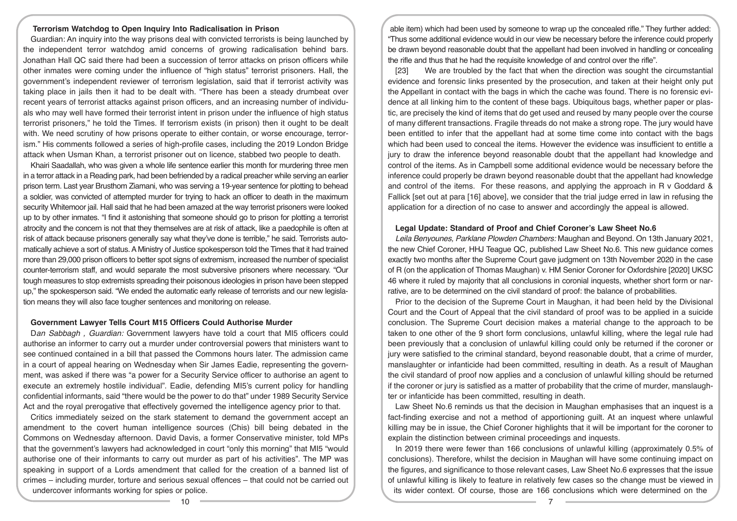### Terrorism Watchdog to Open Inquiry Into Radicalisation in Prison

Guardian: An inquiry into the way prisons deal with convicted terrorists is being launched by the independent terror watchdog amid concerns of growing radicalisation behind bars. Jonathan Hall QC said there had been a succession of terror attacks on prison officers while other inmates were coming under the influence of "high status" terrorist prisoners. Hall, the government's independent reviewer of terrorism legislation, said that if terrorist activity was taking place in jails then it had to be dealt with. "There has been a steady drumbeat over recent years of terrorist attacks against prison officers, and an increasing number of individuals who may well have formed their terrorist intent in prison under the influence of high status terrorist prisoners," he told the Times. If terrorism exists (in prison) then it ought to be dealt with. We need scrutiny of how prisons operate to either contain, or worse encourage, terrorism." His comments followed a series of high-profile cases, including the 2019 London Bridge attack when Usman Khan, a terrorist prisoner out on licence, stabbed two people to death.

Khairi Saadallah, who was given a whole life sentence earlier this month for murdering three men in a terror attack in a Reading park, had been befriended by a radical preacher while serving an earlier prison term. Last year Brusthom Ziamani, who was serving a 19-year sentence for plotting to behead a soldier, was convicted of attempted murder for trying to hack an officer to death in the maximum security Whitemoor jail. Hall said that he had been amazed at the way terrorist prisoners were looked up to by other inmates. "I find it astonishing that someone should go to prison for plotting a terrorist atrocity and the concern is not that they themselves are at risk of attack, like a paedophile is often at risk of attack because prisoners generally say what they've done is terrible," he said. Terrorists automatically achieve a sort of status. A Ministry of Justice spokesperson told the Times that it had trained more than 29,000 prison officers to better spot signs of extremism, increased the number of specialist counter-terrorism staff, and would separate the most subversive prisoners where necessary. "Our tough measures to stop extremists spreading their poisonous ideologies in prison have been stepped up," the spokesperson said. "We ended the automatic early release of terrorists and our new legislation means they will also face tougher sentences and monitoring on release.

### Government Lawyer Tells Court M15 Officers Could Authorise Murder

*Dan Sabbagh , Guardian:* Government lawyers have told a court that MI5 officers could authorise an informer to carry out a murder under controversial powers that ministers want to see continued contained in a bill that passed the Commons hours later. The admission came in a court of appeal hearing on Wednesday when Sir James Eadie, representing the government, was asked if there was "a power for a Security Service officer to authorise an agent to execute an extremely hostile individual". Eadie, defending MI5's current policy for handling confidential informants, said "there would be the power to do that" under 1989 Security Service Act and the royal prerogative that effectively governed the intelligence agency prior to that.

Critics immediately seized on the stark statement to demand the government accept an amendment to the covert human intelligence sources (Chis) bill being debated in the Commons on Wednesday afternoon. David Davis, a former Conservative minister, told MPs that the government's lawyers had acknowledged in court "only this morning" that MI5 "would authorise one of their informants to carry out murder as part of his activities". The MP was speaking in support of a Lords amendment that called for the creation of a banned list of crimes – including murder, torture and serious sexual offences – that could not be carried out undercover informants working for spies or police.

able item) which had been used by someone to wrap up the concealed rifle." They further added: "Thus some additional evidence would in our view be necessary before the inference could properly be drawn beyond reasonable doubt that the appellant had been involved in handling or concealing the rifle and thus that he had the requisite knowledge of and control over the rifle".

[23] We are troubled by the fact that when the direction was sought the circumstantial evidence and forensic links presented by the prosecution, and taken at their height only put the Appellant in contact with the bags in which the cache was found. There is no forensic evidence at all linking him to the content of these bags. Ubiquitous bags, whether paper or plastic, are precisely the kind of items that do get used and reused by many people over the course of many different transactions. Fragile threads do not make a strong rope. The jury would have been entitled to infer that the appellant had at some time come into contact with the bags which had been used to conceal the items. However the evidence was insufficient to entitle a jury to draw the inference beyond reasonable doubt that the appellant had knowledge and control of the items. As in Campbell some additional evidence would be necessary before the inference could properly be drawn beyond reasonable doubt that the appellant had knowledge and control of the items. For these reasons, and applying the approach in R v Goddard & Fallick [set out at para [16] above], we consider that the trial judge erred in law in refusing the application for a direction of no case to answer and accordingly the appeal is allowed.

### Legal Update: Standard of Proof and Chief Coroner's Law Sheet No.6

*Leila Benyounes, Parklane Plowden Chambers:* Maughan and Beyond. On 13th January 2021, the new Chief Coroner, HHJ Teague QC, published Law Sheet No.6. This new guidance comes exactly two months after the Supreme Court gave judgment on 13th November 2020 in the case of R (on the application of Thomas Maughan) v. HM Senior Coroner for Oxfordshire [2020] UKSC 46 where it ruled by majority that all conclusions in coronial inquests, whether short form or narrative, are to be determined on the civil standard of proof: the balance of probabilities.

Prior to the decision of the Supreme Court in Maughan, it had been held by the Divisional Court and the Court of Appeal that the civil standard of proof was to be applied in a suicide conclusion. The Supreme Court decision makes a material change to the approach to be taken to one other of the 9 short form conclusions, unlawful killing, where the legal rule had been previously that a conclusion of unlawful killing could only be returned if the coroner or jury were satisfied to the criminal standard, beyond reasonable doubt, that a crime of murder, manslaughter or infanticide had been committed, resulting in death. As a result of Maughan the civil standard of proof now applies and a conclusion of unlawful killing should be returned if the coroner or jury is satisfied as a matter of probability that the crime of murder, manslaughter or infanticide has been committed, resulting in death.

Law Sheet No.6 reminds us that the decision in Maughan emphasises that an inquest is a fact-finding exercise and not a method of apportioning guilt. At an inquest where unlawful killing may be in issue, the Chief Coroner highlights that it will be important for the coroner to explain the distinction between criminal proceedings and inquests.

In 2019 there were fewer than 166 conclusions of unlawful killing (approximately 0.5% of conclusions). Therefore, whilst the decision in Maughan will have some continuing impact on the figures, and significance to those relevant cases, Law Sheet No.6 expresses that the issue of unlawful killing is likely to feature in relatively few cases so the change must be viewed in its wider context. Of course, those are 166 conclusions which were determined on the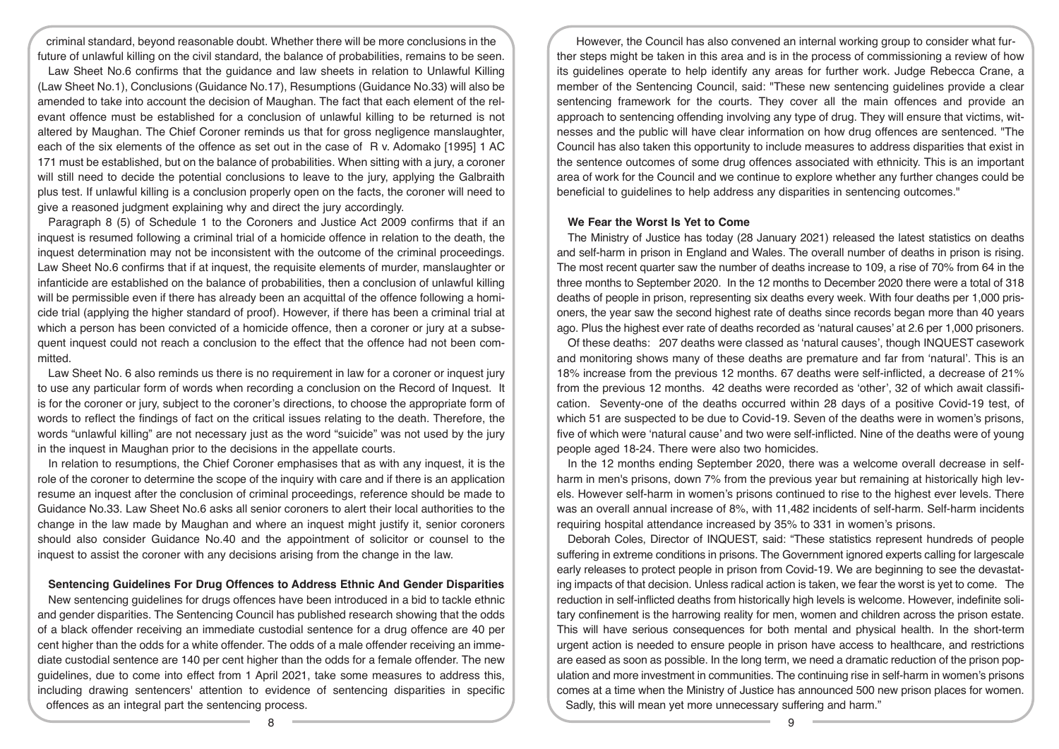criminal standard, beyond reasonable doubt. Whether there will be more conclusions in the future of unlawful killing on the civil standard, the balance of probabilities, remains to be seen.

Law Sheet No.6 confirms that the guidance and law sheets in relation to Unlawful Killing (Law Sheet No.1), Conclusions (Guidance No.17), Resumptions (Guidance No.33) will also be amended to take into account the decision of Maughan. The fact that each element of the relevant offence must be established for a conclusion of unlawful killing to be returned is not altered by Maughan. The Chief Coroner reminds us that for gross negligence manslaughter, each of the six elements of the offence as set out in the case of R v. Adomako [1995] 1 AC 171 must be established, but on the balance of probabilities. When sitting with a jury, a coroner will still need to decide the potential conclusions to leave to the jury, applying the Galbraith plus test. If unlawful killing is a conclusion properly open on the facts, the coroner will need to give a reasoned judgment explaining why and direct the jury accordingly.

Paragraph 8 (5) of Schedule 1 to the Coroners and Justice Act 2009 confirms that if an inquest is resumed following a criminal trial of a homicide offence in relation to the death, the inquest determination may not be inconsistent with the outcome of the criminal proceedings. Law Sheet No.6 confirms that if at inquest, the requisite elements of murder, manslaughter or infanticide are established on the balance of probabilities, then a conclusion of unlawful killing will be permissible even if there has already been an acquittal of the offence following a homicide trial (applying the higher standard of proof). However, if there has been a criminal trial at which a person has been convicted of a homicide offence, then a coroner or jury at a subsequent inquest could not reach a conclusion to the effect that the offence had not been committed.

Law Sheet No. 6 also reminds us there is no requirement in law for a coroner or inquest jury to use any particular form of words when recording a conclusion on the Record of Inquest. It is for the coroner or jury, subject to the coroner's directions, to choose the appropriate form of words to reflect the findings of fact on the critical issues relating to the death. Therefore, the words "unlawful killing" are not necessary just as the word "suicide" was not used by the jury in the inquest in Maughan prior to the decisions in the appellate courts.

In relation to resumptions, the Chief Coroner emphasises that as with any inquest, it is the role of the coroner to determine the scope of the inquiry with care and if there is an application resume an inquest after the conclusion of criminal proceedings, reference should be made to Guidance No.33. Law Sheet No.6 asks all senior coroners to alert their local authorities to the change in the law made by Maughan and where an inquest might justify it, senior coroners should also consider Guidance No.40 and the appointment of solicitor or counsel to the inquest to assist the coroner with any decisions arising from the change in the law.

## Sentencing Guidelines For Drug Offences to Address Ethnic And Gender Disparities

New sentencing guidelines for drugs offences have been introduced in a bid to tackle ethnic and gender disparities. The Sentencing Council has published research showing that the odds of a black offender receiving an immediate custodial sentence for a drug offence are 40 per cent higher than the odds for a white offender. The odds of a male offender receiving an immediate custodial sentence are 140 per cent higher than the odds for a female offender. The new guidelines, due to come into effect from 1 April 2021, take some measures to address this, including drawing sentencers' attention to evidence of sentencing disparities in specific offences as an integral part the sentencing process.

However, the Council has also convened an internal working group to consider what further steps might be taken in this area and is in the process of commissioning a review of how its guidelines operate to help identify any areas for further work. Judge Rebecca Crane, a member of the Sentencing Council, said: "These new sentencing guidelines provide a clear sentencing framework for the courts. They cover all the main offences and provide an approach to sentencing offending involving any type of drug. They will ensure that victims, witnesses and the public will have clear information on how drug offences are sentenced. "The Council has also taken this opportunity to include measures to address disparities that exist in the sentence outcomes of some drug offences associated with ethnicity. This is an important area of work for the Council and we continue to explore whether any further changes could be beneficial to guidelines to help address any disparities in sentencing outcomes."

## We Fear the Worst Is Yet to Come

The Ministry of Justice has today (28 January 2021) released the latest statistics on deaths and self-harm in prison in England and Wales. The overall number of deaths in prison is rising. The most recent quarter saw the number of deaths increase to 109, a rise of 70% from 64 in the three months to September 2020. In the 12 months to December 2020 there were a total of 318 deaths of people in prison, representing six deaths every week. With four deaths per 1,000 prisoners, the year saw the second highest rate of deaths since records began more than 40 years ago. Plus the highest ever rate of deaths recorded as 'natural causes' at 2.6 per 1,000 prisoners.

Of these deaths: 207 deaths were classed as 'natural causes', though INQUEST casework and monitoring shows many of these deaths are premature and far from 'natural'. This is an 18% increase from the previous 12 months. 67 deaths were self-inflicted, a decrease of 21% from the previous 12 months. 42 deaths were recorded as 'other', 32 of which await classification. Seventy-one of the deaths occurred within 28 days of a positive Covid-19 test, of which 51 are suspected to be due to Covid-19. Seven of the deaths were in women's prisons, five of which were 'natural cause' and two were self-inflicted. Nine of the deaths were of young people aged 18-24. There were also two homicides.

In the 12 months ending September 2020, there was a welcome overall decrease in self-harm in men's prisons, down 7% from the previous year but remaining at historically high levels. However self-harm in women's prisons continued to rise to the highest ever levels. There was an overall annual increase of 8%, with 11,482 incidents of self-harm. Self-harm incidents requiring hospital attendance increased by 35% to 331 in women's prisons.

Deborah Coles, Director of INQUEST, said: "These statistics represent hundreds of people suffering in extreme conditions in prisons. The Government ignored experts calling for largescale early releases to protect people in prison from Covid-19. We are beginning to see the devastating impacts of that decision. Unless radical action is taken, we fear the worst is yet to come. The reduction in self-inflicted deaths from historically high levels is welcome. However, indefinite solitary confinement is the harrowing reality for men, women and children across the prison estate. This will have serious consequences for both mental and physical health. In the short-term urgent action is needed to ensure people in prison have access to healthcare, and restrictions are eased as soon as possible. In the long term, we need a dramatic reduction of the prison population and more investment in communities. The continuing rise in self-harm in women's prisons comes at a time when the Ministry of Justice has announced 500 new prison places for women. Sadly, this will mean yet more unnecessary suffering and harm."